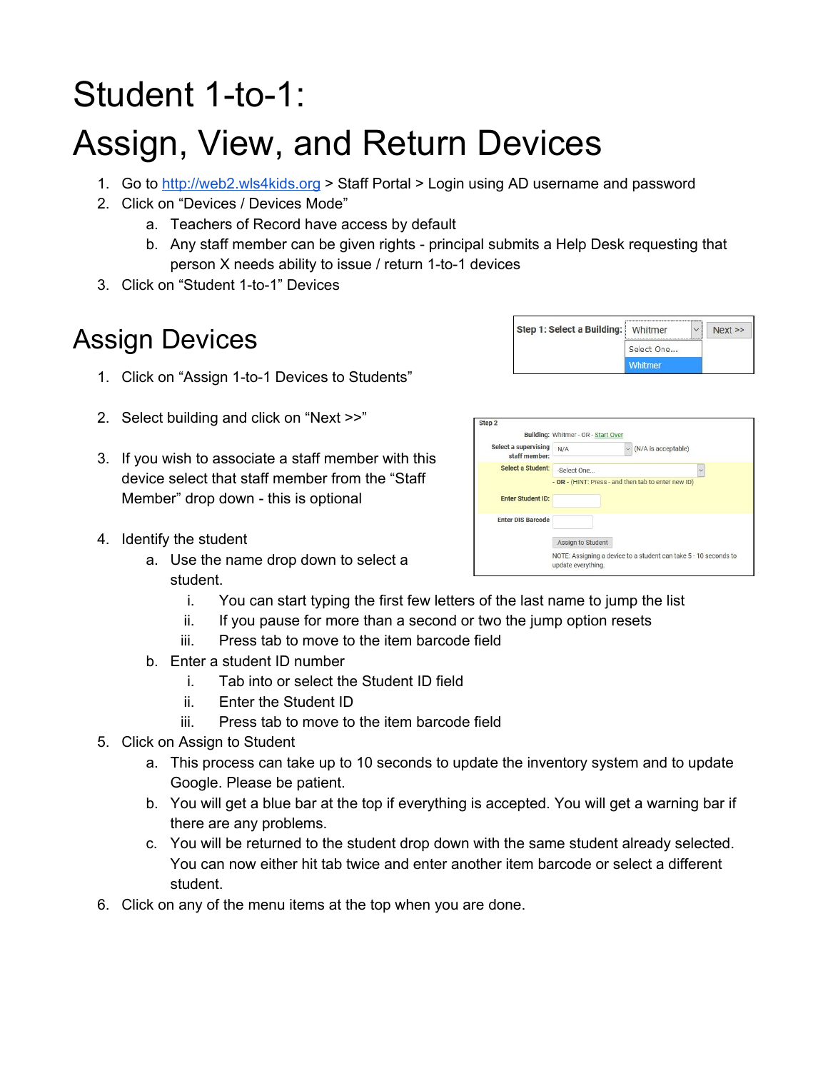# Student 1-to-1:
# Assign, View, and Return Devices

1. Go to http://web2.wls4kids.org > Staff Portal > Login using AD username and password
2. Click on “Devices / Devices Mode”
   a. Teachers of Record have access by default
   b. Any staff member can be given rights - principal submits a Help Desk requesting that person X needs ability to issue / return 1-to-1 devices
3. Click on “Student 1-to-1” Devices

## Assign Devices

1. Click on “Assign 1-to-1 Devices to Students”
2. Select building and click on “Next >>”
3. If you wish to associate a staff member with this device select that staff member from the “Staff Member” drop down - this is optional
4. Identify the student
   a. Use the name drop down to select a student.
      i. You can start typing the first few letters of the last name to jump the list
      ii. If you pause for more than a second or two the jump option resets
      iii. Press tab to move to the item barcode field
   b. Enter a student ID number
      i. Tab into or select the Student ID field
      ii. Enter the Student ID
      iii. Press tab to move to the item barcode field
5. Click on Assign to Student
   a. This process can take up to 10 seconds to update the inventory system and to update Google. Please be patient.
   b. You will get a blue bar at the top if everything is accepted. You will get a warning bar if there are any problems.
   c. You will be returned to the student drop down with the same student already selected. You can now either hit tab twice and enter another item barcode or select a different student.
6. Click on any of the menu items at the top when you are done.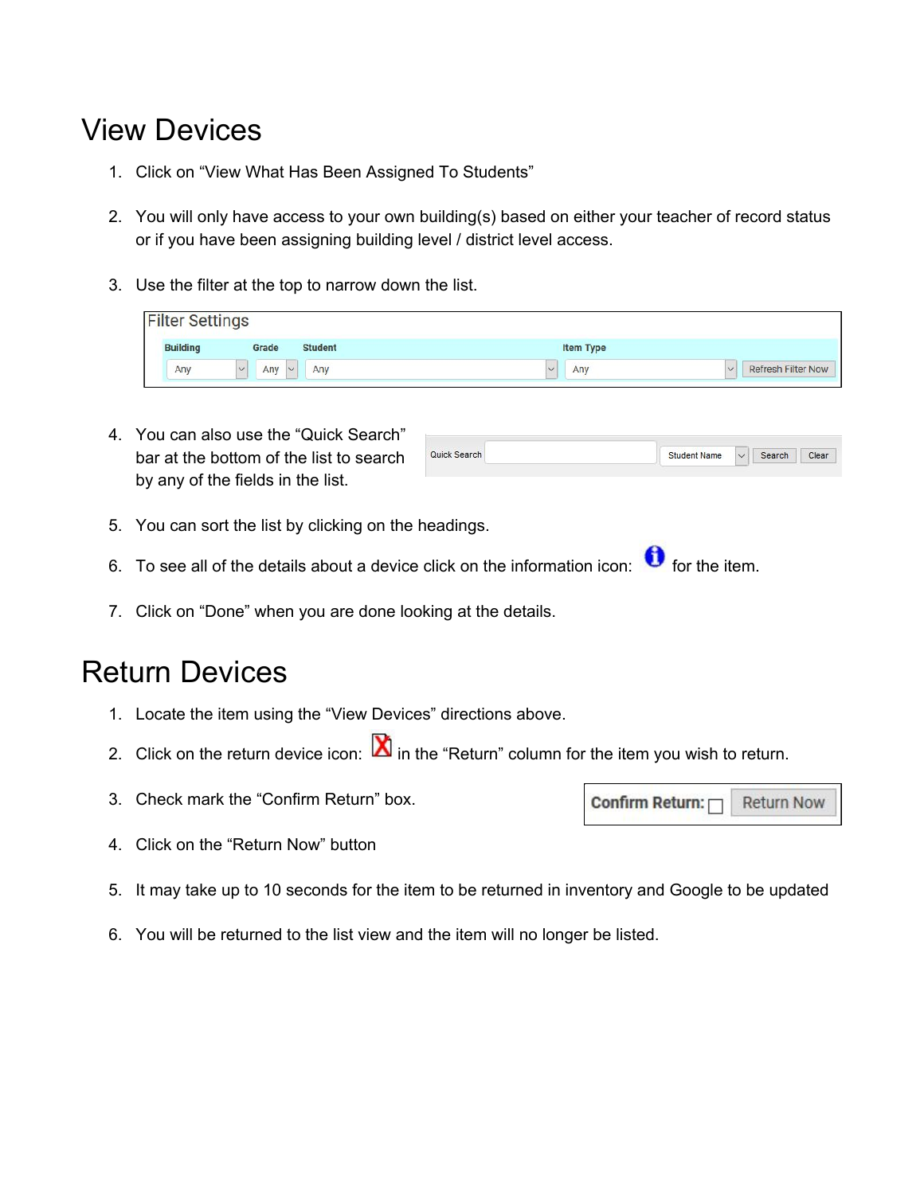# View Devices

1. Click on "View What Has Been Assigned To Students"

2. You will only have access to your own building(s) based on either your teacher of record status or if you have been assigning building level / district level access.

3. Use the filter at the top to narrow down the list.

Filter Settings

| Building | Grade | Student | Item Type | |
|---|---|---|---|---|
| Any | Any | Any | Any | Refresh Filter Now |

4. You can also use the "Quick Search" bar at the bottom of the list to search by any of the fields in the list.

Quick Search | Student Name | Search | Clear

5. You can sort the list by clicking on the headings.

6. To see all of the details about a device click on the information icon: for the item.

7. Click on "Done" when you are done looking at the details.

# Return Devices

1. Locate the item using the "View Devices" directions above.

2. Click on the return device icon: in the "Return" column for the item you wish to return.

3. Check mark the "Confirm Return" box.

Confirm Return: Return Now

4. Click on the "Return Now" button

5. It may take up to 10 seconds for the item to be returned in inventory and Google to be updated

6. You will be returned to the list view and the item will no longer be listed.